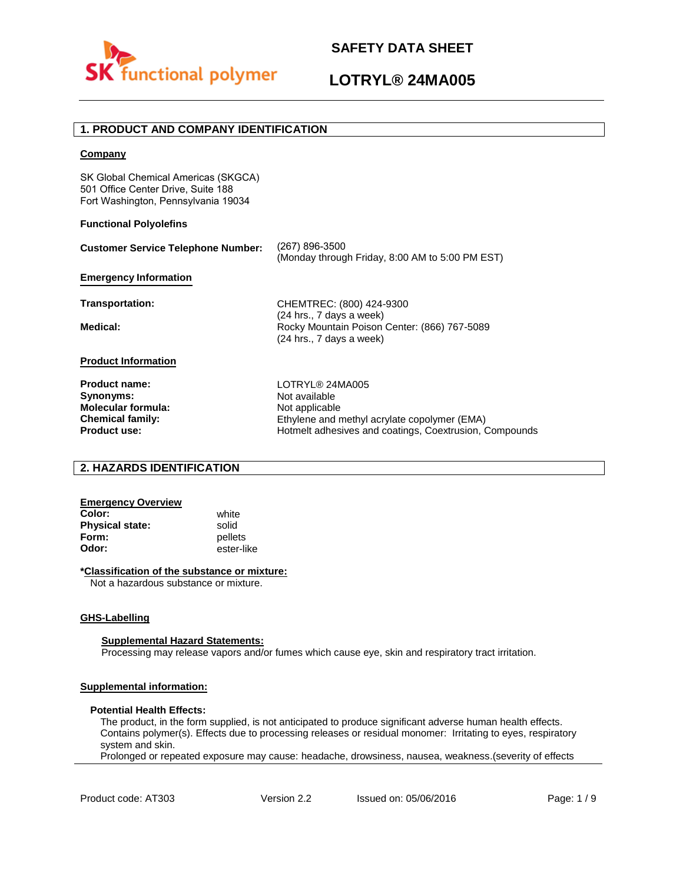# SAFETY DATA SHEET

# LOTRYL® 24MA005

## 1. PRODUCT AND COMPANY IDENTIFICATION

**Company**

SK Global Chemical Americas (SKGCA)
501 Office Center Drive, Suite 188
Fort Washington, Pennsylvania 19034

**Functional Polyolefins**

**Customer Service Telephone Number:** (267) 896-3500
(Monday through Friday, 8:00 AM to 5:00 PM EST)

**Emergency Information**

**Transportation:** CHEMTREC: (800) 424-9300
(24 hrs., 7 days a week)

**Medical:** Rocky Mountain Poison Center: (866) 767-5089
(24 hrs., 7 days a week)

**Product Information**

**Product name:** LOTRYL® 24MA005
**Synonyms:** Not available
**Molecular formula:** Not applicable
**Chemical family:** Ethylene and methyl acrylate copolymer (EMA)
**Product use:** Hotmelt adhesives and coatings, Coextrusion, Compounds

## 2. HAZARDS IDENTIFICATION

**Emergency Overview**
**Color:** white
**Physical state:** solid
**Form:** pellets
**Odor:** ester-like

**\*Classification of the substance or mixture:**
Not a hazardous substance or mixture.

**GHS-Labelling**

**Supplemental Hazard Statements:**
Processing may release vapors and/or fumes which cause eye, skin and respiratory tract irritation.

**Supplemental information:**

**Potential Health Effects:**
The product, in the form supplied, is not anticipated to produce significant adverse human health effects. Contains polymer(s). Effects due to processing releases or residual monomer: Irritating to eyes, respiratory system and skin.
Prolonged or repeated exposure may cause: headache, drowsiness, nausea, weakness.(severity of effects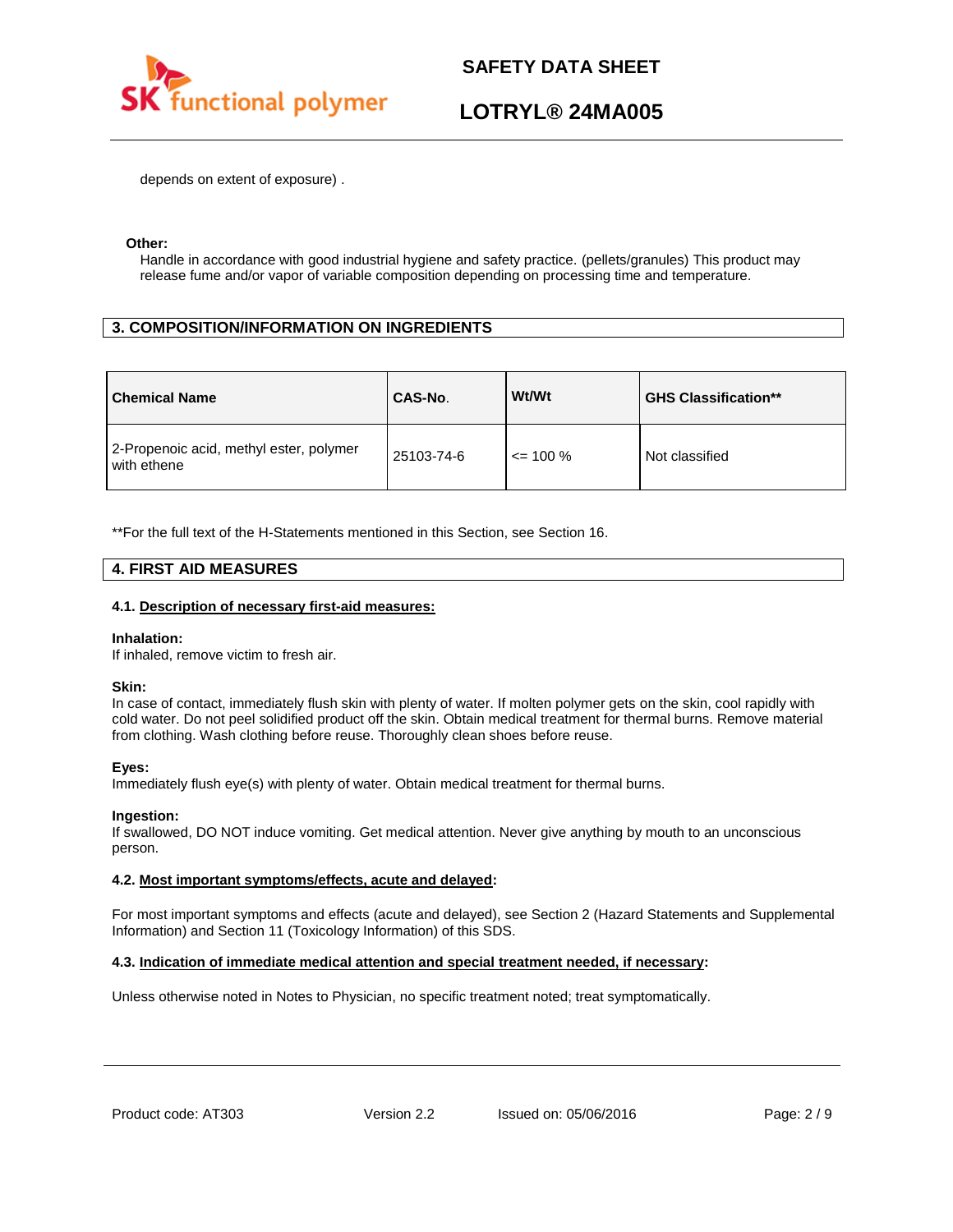depends on extent of exposure) .

**Other:**

Handle in accordance with good industrial hygiene and safety practice. (pellets/granules) This product may release fume and/or vapor of variable composition depending on processing time and temperature.

## 3. COMPOSITION/INFORMATION ON INGREDIENTS

| Chemical Name | CAS-No. | Wt/Wt | GHS Classification** |
|---|---|---|---|
| 2-Propenoic acid, methyl ester, polymer with ethene | 25103-74-6 | <= 100 % | Not classified |

**For the full text of the H-Statements mentioned in this Section, see Section 16.

## 4. FIRST AID MEASURES

### 4.1. Description of necessary first-aid measures:

**Inhalation:**

If inhaled, remove victim to fresh air.

**Skin:**

In case of contact, immediately flush skin with plenty of water. If molten polymer gets on the skin, cool rapidly with cold water. Do not peel solidified product off the skin. Obtain medical treatment for thermal burns. Remove material from clothing. Wash clothing before reuse. Thoroughly clean shoes before reuse.

**Eyes:**

Immediately flush eye(s) with plenty of water. Obtain medical treatment for thermal burns.

**Ingestion:**

If swallowed, DO NOT induce vomiting. Get medical attention. Never give anything by mouth to an unconscious person.

### 4.2. Most important symptoms/effects, acute and delayed:

For most important symptoms and effects (acute and delayed), see Section 2 (Hazard Statements and Supplemental Information) and Section 11 (Toxicology Information) of this SDS.

### 4.3. Indication of immediate medical attention and special treatment needed, if necessary:

Unless otherwise noted in Notes to Physician, no specific treatment noted; treat symptomatically.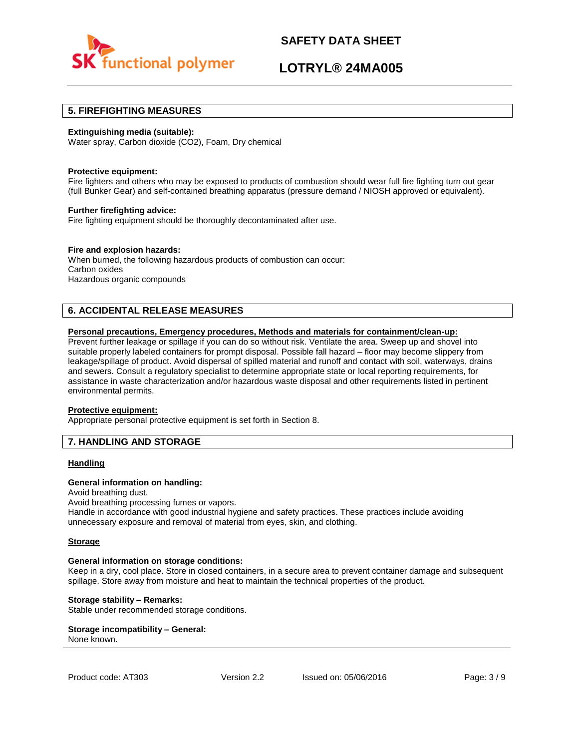## 5. FIREFIGHTING MEASURES

**Extinguishing media (suitable):**
Water spray, Carbon dioxide ($CO_2$), Foam, Dry chemical

**Protective equipment:**
Fire fighters and others who may be exposed to products of combustion should wear full fire fighting turn out gear (full Bunker Gear) and self-contained breathing apparatus (pressure demand / NIOSH approved or equivalent).

**Further firefighting advice:**
Fire fighting equipment should be thoroughly decontaminated after use.

**Fire and explosion hazards:**
When burned, the following hazardous products of combustion can occur:
Carbon oxides
Hazardous organic compounds

## 6. ACCIDENTAL RELEASE MEASURES

**Personal precautions, Emergency procedures, Methods and materials for containment/clean-up:**
Prevent further leakage or spillage if you can do so without risk. Ventilate the area. Sweep up and shovel into suitable properly labeled containers for prompt disposal. Possible fall hazard – floor may become slippery from leakage/spillage of product. Avoid dispersal of spilled material and runoff and contact with soil, waterways, drains and sewers. Consult a regulatory specialist to determine appropriate state or local reporting requirements, for assistance in waste characterization and/or hazardous waste disposal and other requirements listed in pertinent environmental permits.

**Protective equipment:**
Appropriate personal protective equipment is set forth in Section 8.

## 7. HANDLING AND STORAGE

### Handling

**General information on handling:**
Avoid breathing dust.
Avoid breathing processing fumes or vapors.
Handle in accordance with good industrial hygiene and safety practices. These practices include avoiding unnecessary exposure and removal of material from eyes, skin, and clothing.

### Storage

**General information on storage conditions:**
Keep in a dry, cool place. Store in closed containers, in a secure area to prevent container damage and subsequent spillage. Store away from moisture and heat to maintain the technical properties of the product.

**Storage stability – Remarks:**
Stable under recommended storage conditions.

**Storage incompatibility – General:**
None known.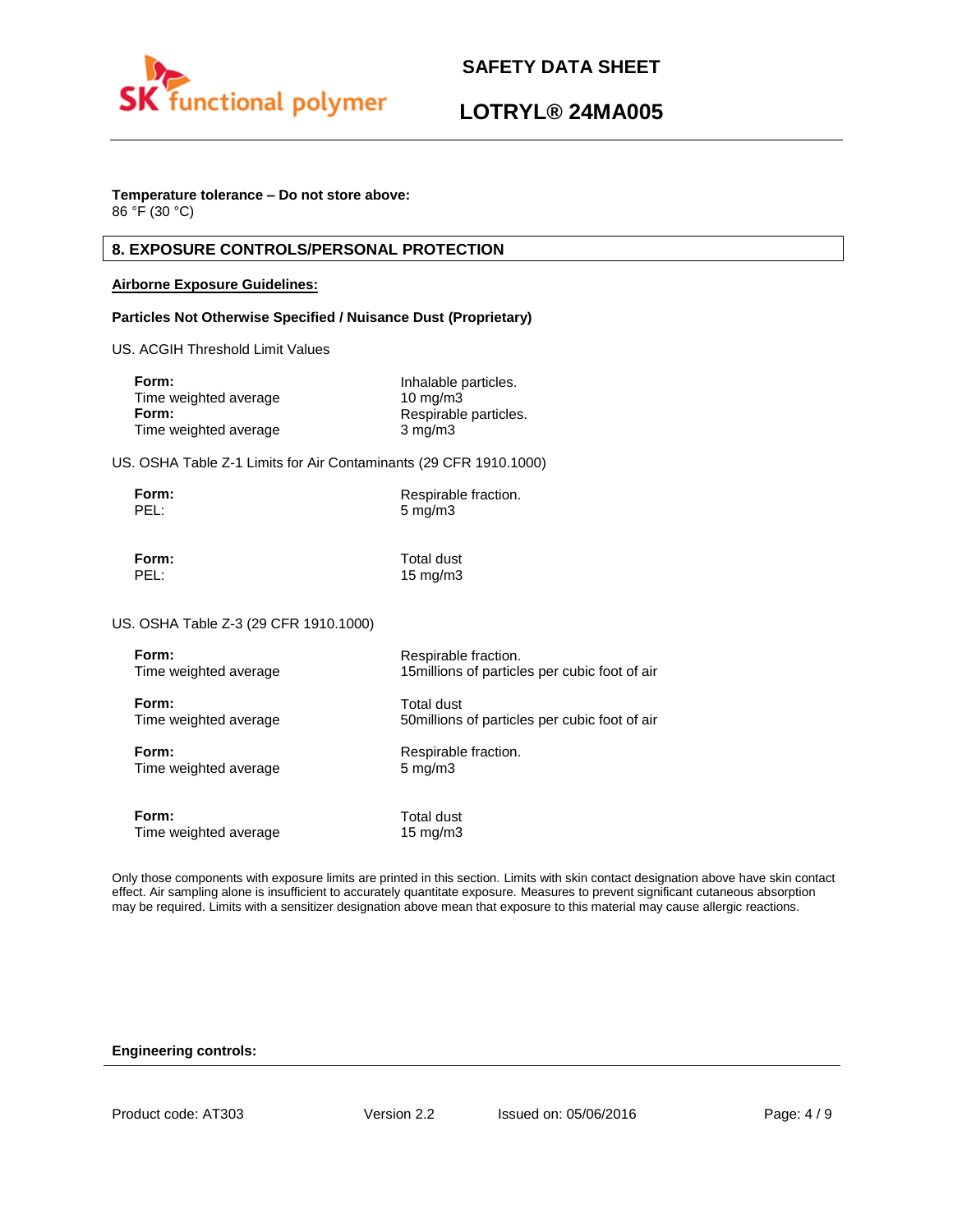**Temperature tolerance – Do not store above:**
86 °F (30 °C)

## 8. EXPOSURE CONTROLS/PERSONAL PROTECTION

**Airborne Exposure Guidelines:**

**Particles Not Otherwise Specified / Nuisance Dust (Proprietary)**

US. ACGIH Threshold Limit Values

**Form:** Inhalable particles.
Time weighted average 10 mg/m3
**Form:** Respirable particles.
Time weighted average 3 mg/m3

US. OSHA Table Z-1 Limits for Air Contaminants (29 CFR 1910.1000)

**Form:** Respirable fraction.
PEL: 5 mg/m3

**Form:** Total dust
PEL: 15 mg/m3

US. OSHA Table Z-3 (29 CFR 1910.1000)

**Form:** Respirable fraction.
Time weighted average 15millions of particles per cubic foot of air

**Form:** Total dust
Time weighted average 50millions of particles per cubic foot of air

**Form:** Respirable fraction.
Time weighted average 5 mg/m3

**Form:** Total dust
Time weighted average 15 mg/m3

Only those components with exposure limits are printed in this section. Limits with skin contact designation above have skin contact effect. Air sampling alone is insufficient to accurately quantitate exposure. Measures to prevent significant cutaneous absorption may be required. Limits with a sensitizer designation above mean that exposure to this material may cause allergic reactions.

**Engineering controls:**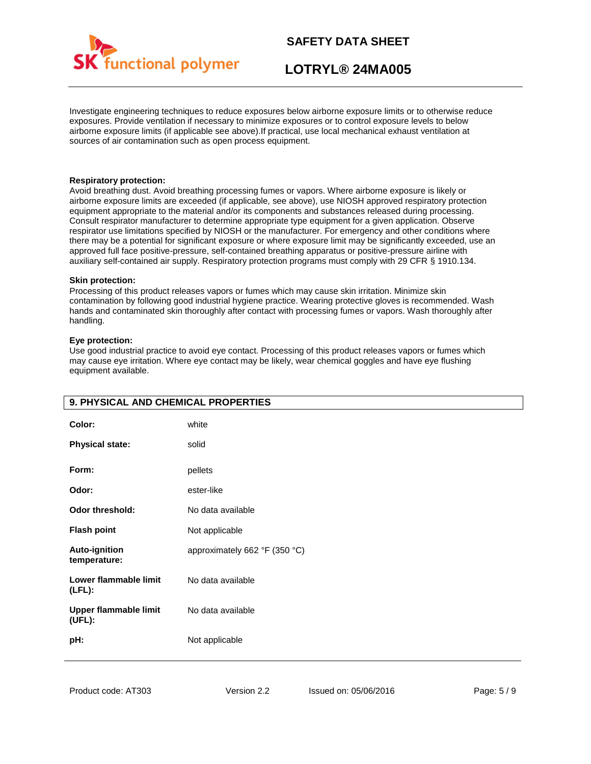Investigate engineering techniques to reduce exposures below airborne exposure limits or to otherwise reduce exposures. Provide ventilation if necessary to minimize exposures or to control exposure levels to below airborne exposure limits (if applicable see above).If practical, use local mechanical exhaust ventilation at sources of air contamination such as open process equipment.

**Respiratory protection:**
Avoid breathing dust. Avoid breathing processing fumes or vapors. Where airborne exposure is likely or airborne exposure limits are exceeded (if applicable, see above), use NIOSH approved respiratory protection equipment appropriate to the material and/or its components and substances released during processing. Consult respirator manufacturer to determine appropriate type equipment for a given application. Observe respirator use limitations specified by NIOSH or the manufacturer. For emergency and other conditions where there may be a potential for significant exposure or where exposure limit may be significantly exceeded, use an approved full face positive-pressure, self-contained breathing apparatus or positive-pressure airline with auxiliary self-contained air supply. Respiratory protection programs must comply with 29 CFR § 1910.134.

**Skin protection:**
Processing of this product releases vapors or fumes which may cause skin irritation. Minimize skin contamination by following good industrial hygiene practice. Wearing protective gloves is recommended. Wash hands and contaminated skin thoroughly after contact with processing fumes or vapors. Wash thoroughly after handling.

**Eye protection:**
Use good industrial practice to avoid eye contact. Processing of this product releases vapors or fumes which may cause eye irritation. Where eye contact may be likely, wear chemical goggles and have eye flushing equipment available.

## 9. PHYSICAL AND CHEMICAL PROPERTIES

| | |
|---|---|
| **Color:** | white |
| **Physical state:** | solid |
| **Form:** | pellets |
| **Odor:** | ester-like |
| **Odor threshold:** | No data available |
| **Flash point** | Not applicable |
| **Auto-ignition temperature:** | approximately 662 °F (350 °C) |
| **Lower flammable limit (LFL):** | No data available |
| **Upper flammable limit (UFL):** | No data available |
| **pH:** | Not applicable |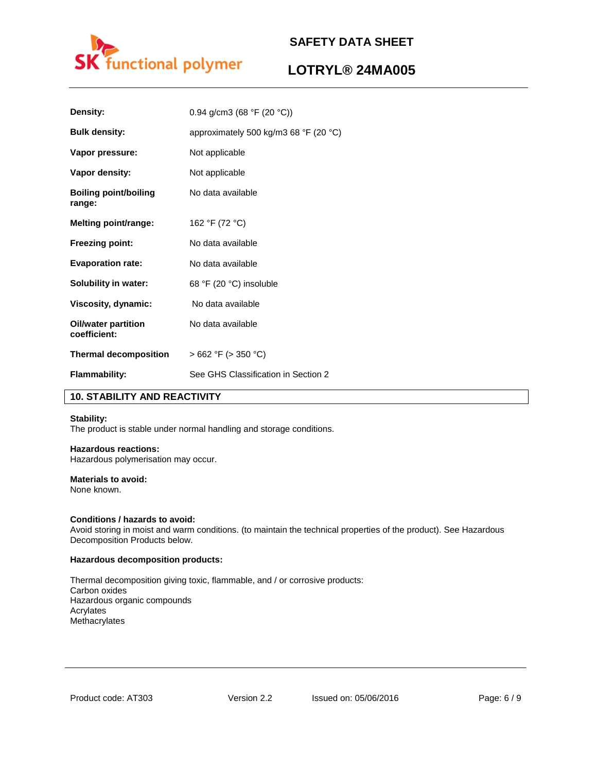| | |
|---|---|
| **Density:** | 0.94 g/cm3 (68 °F (20 °C)) |
| **Bulk density:** | approximately 500 kg/m3 68 °F (20 °C) |
| **Vapor pressure:** | Not applicable |
| **Vapor density:** | Not applicable |
| **Boiling point/boiling range:** | No data available |
| **Melting point/range:** | 162 °F (72 °C) |
| **Freezing point:** | No data available |
| **Evaporation rate:** | No data available |
| **Solubility in water:** | 68 °F (20 °C) insoluble |
| **Viscosity, dynamic:** | No data available |
| **Oil/water partition coefficient:** | No data available |
| **Thermal decomposition** | > 662 °F (> 350 °C) |
| **Flammability:** | See GHS Classification in Section 2 |

## 10. STABILITY AND REACTIVITY

**Stability:**
The product is stable under normal handling and storage conditions.

**Hazardous reactions:**
Hazardous polymerisation may occur.

**Materials to avoid:**
None known.

**Conditions / hazards to avoid:**
Avoid storing in moist and warm conditions. (to maintain the technical properties of the product). See Hazardous Decomposition Products below.

**Hazardous decomposition products:**

Thermal decomposition giving toxic, flammable, and / or corrosive products:
Carbon oxides
Hazardous organic compounds
Acrylates
Methacrylates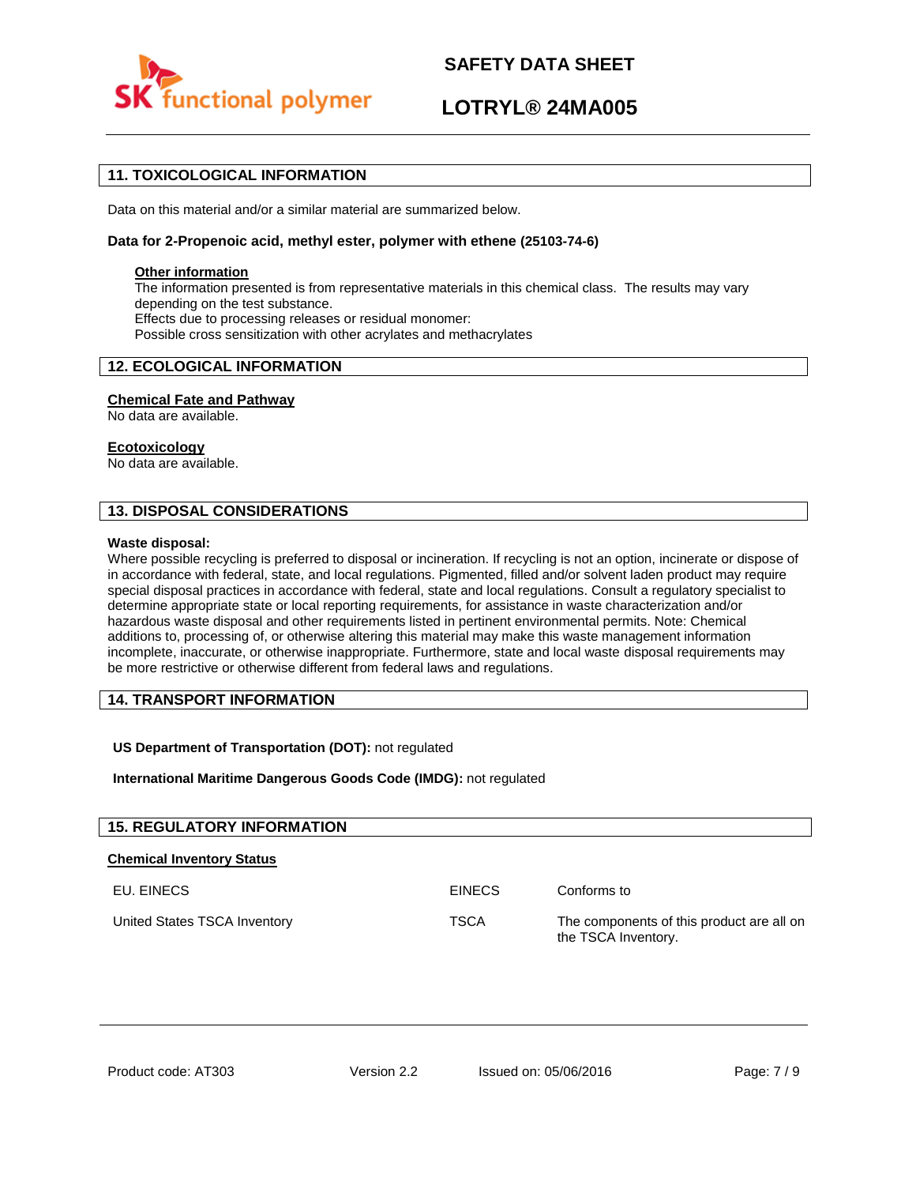## 11. TOXICOLOGICAL INFORMATION

Data on this material and/or a similar material are summarized below.

**Data for 2-Propenoic acid, methyl ester, polymer with ethene (25103-74-6)**

**Other information**
The information presented is from representative materials in this chemical class. The results may vary depending on the test substance.
Effects due to processing releases or residual monomer:
Possible cross sensitization with other acrylates and methacrylates

## 12. ECOLOGICAL INFORMATION

**Chemical Fate and Pathway**
No data are available.

**Ecotoxicology**
No data are available.

## 13. DISPOSAL CONSIDERATIONS

**Waste disposal:**
Where possible recycling is preferred to disposal or incineration. If recycling is not an option, incinerate or dispose of in accordance with federal, state, and local regulations. Pigmented, filled and/or solvent laden product may require special disposal practices in accordance with federal, state and local regulations. Consult a regulatory specialist to determine appropriate state or local reporting requirements, for assistance in waste characterization and/or hazardous waste disposal and other requirements listed in pertinent environmental permits. Note: Chemical additions to, processing of, or otherwise altering this material may make this waste management information incomplete, inaccurate, or otherwise inappropriate. Furthermore, state and local waste disposal requirements may be more restrictive or otherwise different from federal laws and regulations.

## 14. TRANSPORT INFORMATION

**US Department of Transportation (DOT):** not regulated

**International Maritime Dangerous Goods Code (IMDG):** not regulated

## 15. REGULATORY INFORMATION

**Chemical Inventory Status**

| | | |
|---|---|---|
| EU. EINECS | EINECS | Conforms to |
| United States TSCA Inventory | TSCA | The components of this product are all on the TSCA Inventory. |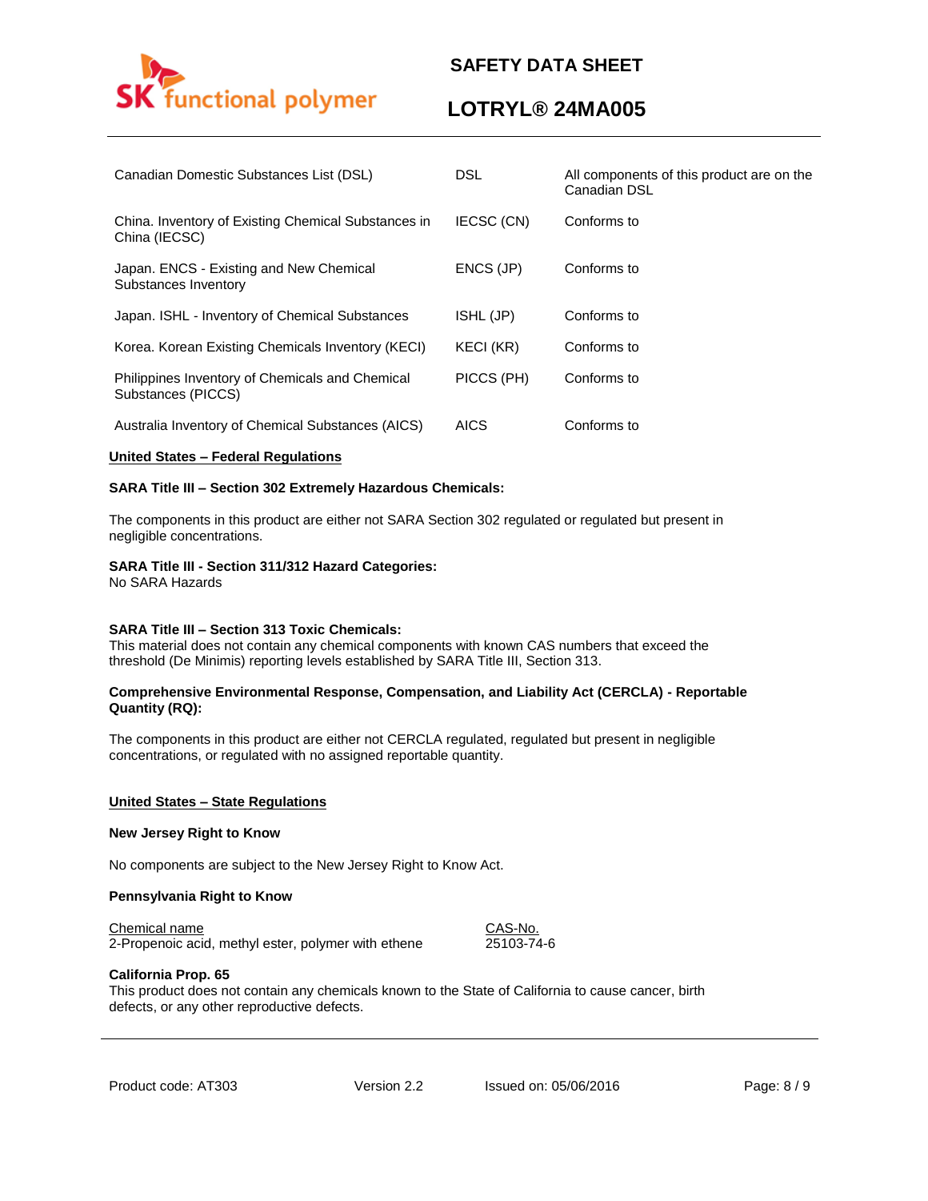| | | |
|---|---|---|
| Canadian Domestic Substances List (DSL) | DSL | All components of this product are on the Canadian DSL |
| China. Inventory of Existing Chemical Substances in China (IECSC) | IECSC (CN) | Conforms to |
| Japan. ENCS - Existing and New Chemical Substances Inventory | ENCS (JP) | Conforms to |
| Japan. ISHL - Inventory of Chemical Substances | ISHL (JP) | Conforms to |
| Korea. Korean Existing Chemicals Inventory (KECI) | KECI (KR) | Conforms to |
| Philippines Inventory of Chemicals and Chemical Substances (PICCS) | PICCS (PH) | Conforms to |
| Australia Inventory of Chemical Substances (AICS) | AICS | Conforms to |

**United States – Federal Regulations**

**SARA Title III – Section 302 Extremely Hazardous Chemicals:**

The components in this product are either not SARA Section 302 regulated or regulated but present in negligible concentrations.

**SARA Title III - Section 311/312 Hazard Categories:**
No SARA Hazards

**SARA Title III – Section 313 Toxic Chemicals:**
This material does not contain any chemical components with known CAS numbers that exceed the threshold (De Minimis) reporting levels established by SARA Title III, Section 313.

**Comprehensive Environmental Response, Compensation, and Liability Act (CERCLA) - Reportable Quantity (RQ):**

The components in this product are either not CERCLA regulated, regulated but present in negligible concentrations, or regulated with no assigned reportable quantity.

**United States – State Regulations**

**New Jersey Right to Know**

No components are subject to the New Jersey Right to Know Act.

**Pennsylvania Right to Know**

| Chemical name | CAS-No. |
|---|---|
| 2-Propenoic acid, methyl ester, polymer with ethene | 25103-74-6 |

**California Prop. 65**
This product does not contain any chemicals known to the State of California to cause cancer, birth defects, or any other reproductive defects.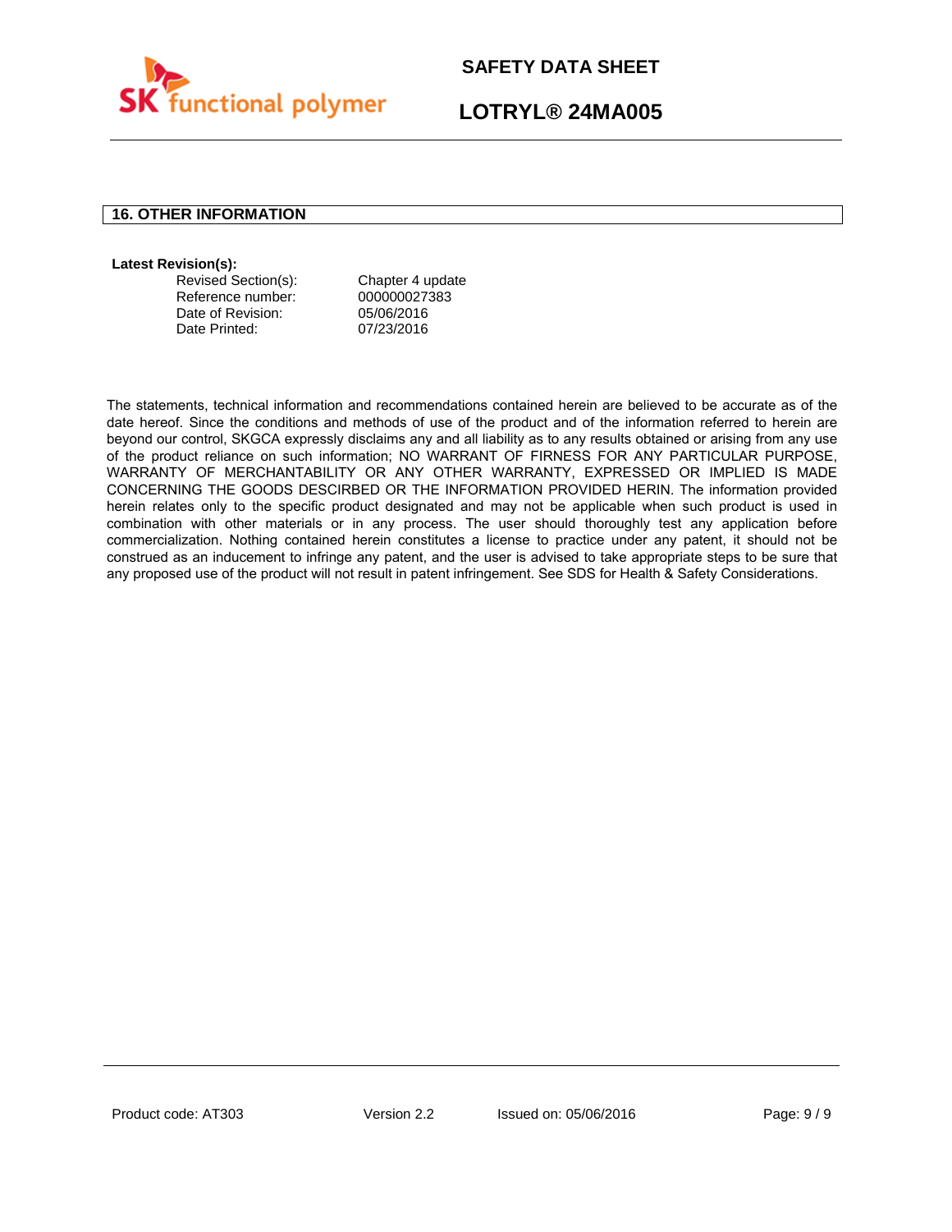## 16. OTHER INFORMATION

**Latest Revision(s):**

| | |
|---|---|
| Revised Section(s): | Chapter 4 update |
| Reference number: | 000000027383 |
| Date of Revision: | 05/06/2016 |
| Date Printed: | 07/23/2016 |

The statements, technical information and recommendations contained herein are believed to be accurate as of the date hereof. Since the conditions and methods of use of the product and of the information referred to herein are beyond our control, SKGCA expressly disclaims any and all liability as to any results obtained or arising from any use of the product reliance on such information; NO WARRANT OF FIRNESS FOR ANY PARTICULAR PURPOSE, WARRANTY OF MERCHANTABILITY OR ANY OTHER WARRANTY, EXPRESSED OR IMPLIED IS MADE CONCERNING THE GOODS DESCIRBED OR THE INFORMATION PROVIDED HERIN. The information provided herein relates only to the specific product designated and may not be applicable when such product is used in combination with other materials or in any process. The user should thoroughly test any application before commercialization. Nothing contained herein constitutes a license to practice under any patent, it should not be construed as an inducement to infringe any patent, and the user is advised to take appropriate steps to be sure that any proposed use of the product will not result in patent infringement. See SDS for Health & Safety Considerations.